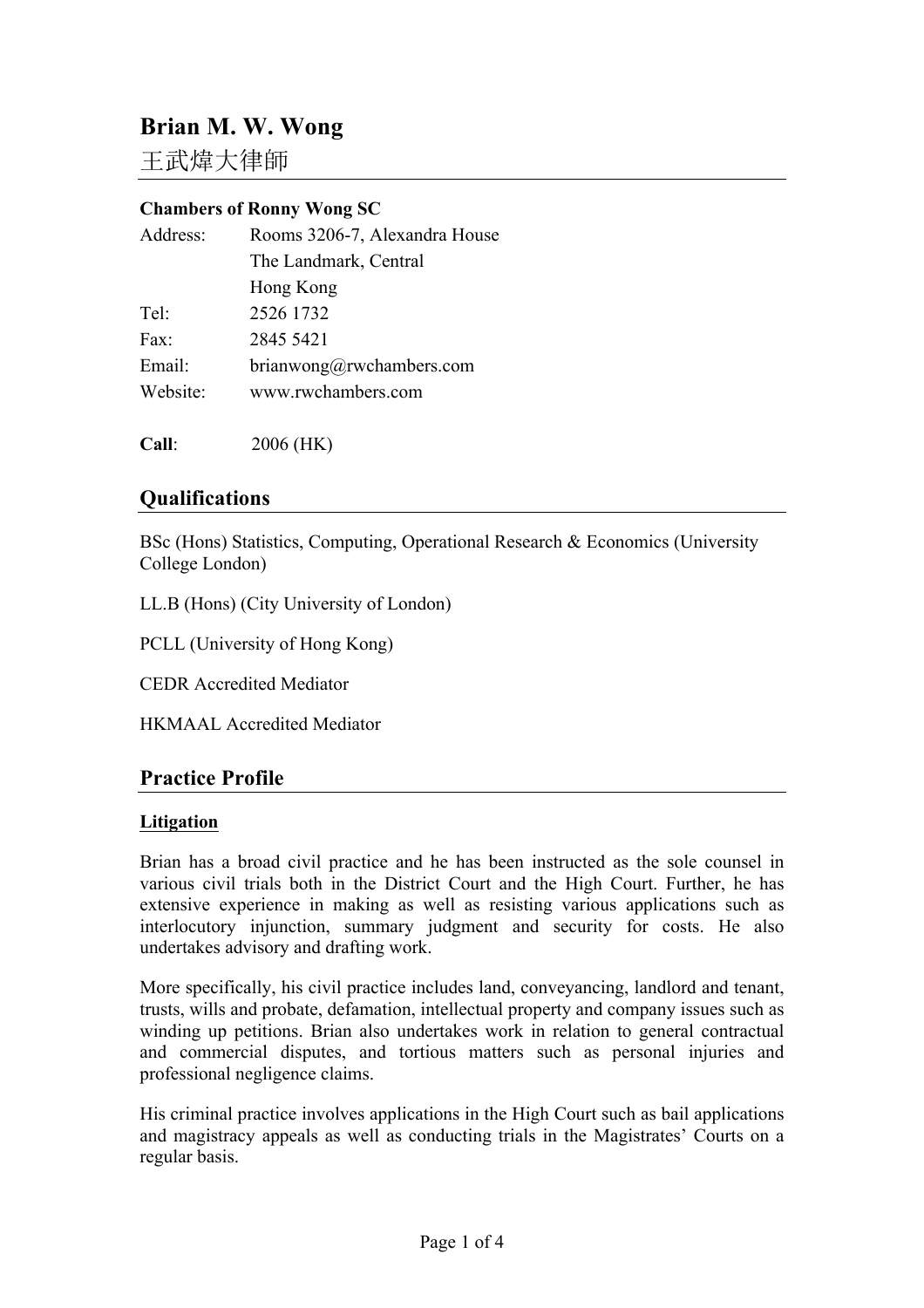# Brian M. W. Wong

王武煒大律師

**Chambers of Ronny Wong SC**

| | |
|---|---|
| Address: | Rooms 3206-7, Alexandra House<br>The Landmark, Central<br>Hong Kong |
| Tel: | 2526 1732 |
| Fax: | 2845 5421 |
| Email: | brianwong@rwchambers.com |
| Website: | www.rwchambers.com |

**Call**: 2006 (HK)

## Qualifications

BSc (Hons) Statistics, Computing, Operational Research & Economics (University College London)

LL.B (Hons) (City University of London)

PCLL (University of Hong Kong)

CEDR Accredited Mediator

HKMAAL Accredited Mediator

## Practice Profile

### Litigation

Brian has a broad civil practice and he has been instructed as the sole counsel in various civil trials both in the District Court and the High Court. Further, he has extensive experience in making as well as resisting various applications such as interlocutory injunction, summary judgment and security for costs. He also undertakes advisory and drafting work.

More specifically, his civil practice includes land, conveyancing, landlord and tenant, trusts, wills and probate, defamation, intellectual property and company issues such as winding up petitions. Brian also undertakes work in relation to general contractual and commercial disputes, and tortious matters such as personal injuries and professional negligence claims.

His criminal practice involves applications in the High Court such as bail applications and magistracy appeals as well as conducting trials in the Magistrates' Courts on a regular basis.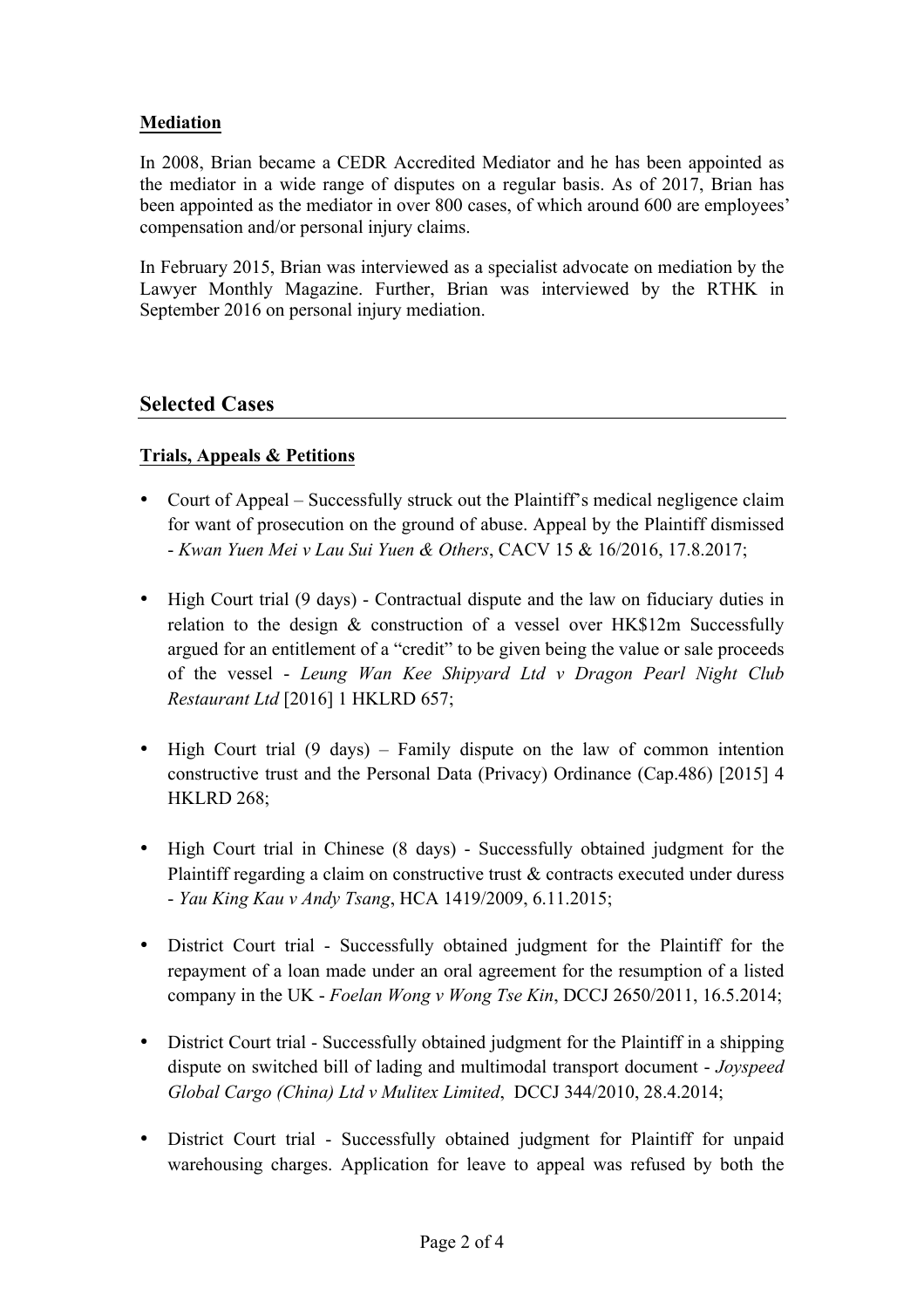**Mediation**

In 2008, Brian became a CEDR Accredited Mediator and he has been appointed as the mediator in a wide range of disputes on a regular basis. As of 2017, Brian has been appointed as the mediator in over 800 cases, of which around 600 are employees' compensation and/or personal injury claims.

In February 2015, Brian was interviewed as a specialist advocate on mediation by the Lawyer Monthly Magazine. Further, Brian was interviewed by the RTHK in September 2016 on personal injury mediation.

## Selected Cases

**Trials, Appeals & Petitions**

- Court of Appeal – Successfully struck out the Plaintiff's medical negligence claim for want of prosecution on the ground of abuse. Appeal by the Plaintiff dismissed - *Kwan Yuen Mei v Lau Sui Yuen & Others*, CACV 15 & 16/2016, 17.8.2017;

- High Court trial (9 days) - Contractual dispute and the law on fiduciary duties in relation to the design & construction of a vessel over HK$12m Successfully argued for an entitlement of a "credit" to be given being the value or sale proceeds of the vessel - *Leung Wan Kee Shipyard Ltd v Dragon Pearl Night Club Restaurant Ltd* [2016] 1 HKLRD 657;

- High Court trial (9 days) – Family dispute on the law of common intention constructive trust and the Personal Data (Privacy) Ordinance (Cap.486) [2015] 4 HKLRD 268;

- High Court trial in Chinese (8 days) - Successfully obtained judgment for the Plaintiff regarding a claim on constructive trust & contracts executed under duress - *Yau King Kau v Andy Tsang*, HCA 1419/2009, 6.11.2015;

- District Court trial - Successfully obtained judgment for the Plaintiff for the repayment of a loan made under an oral agreement for the resumption of a listed company in the UK - *Foelan Wong v Wong Tse Kin*, DCCJ 2650/2011, 16.5.2014;

- District Court trial - Successfully obtained judgment for the Plaintiff in a shipping dispute on switched bill of lading and multimodal transport document - *Joyspeed Global Cargo (China) Ltd v Mulitex Limited*, DCCJ 344/2010, 28.4.2014;

- District Court trial - Successfully obtained judgment for Plaintiff for unpaid warehousing charges. Application for leave to appeal was refused by both the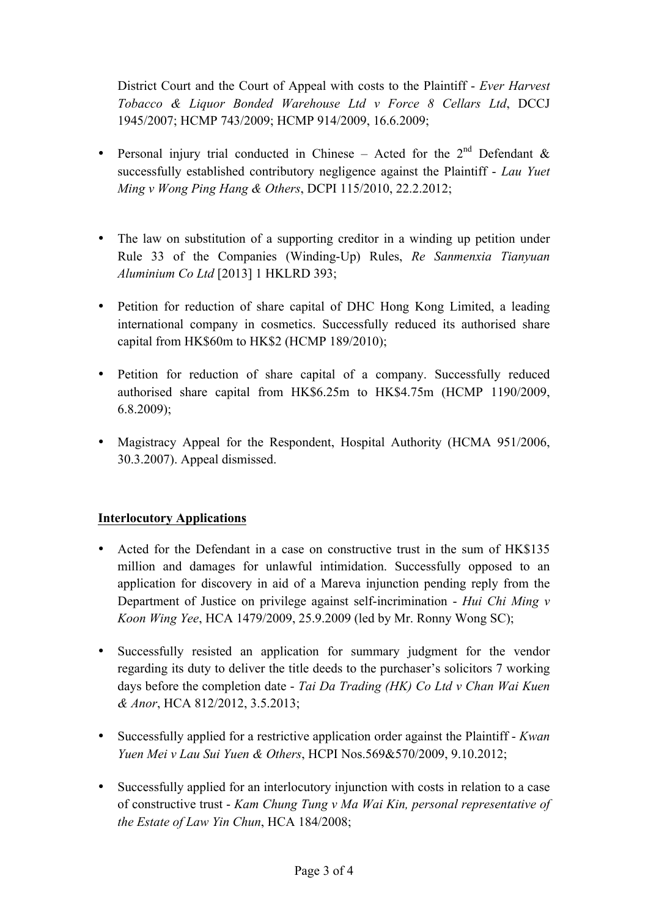District Court and the Court of Appeal with costs to the Plaintiff - *Ever Harvest Tobacco & Liquor Bonded Warehouse Ltd v Force 8 Cellars Ltd*, DCCJ 1945/2007; HCMP 743/2009; HCMP 914/2009, 16.6.2009;

- Personal injury trial conducted in Chinese – Acted for the 2nd Defendant & successfully established contributory negligence against the Plaintiff - *Lau Yuet Ming v Wong Ping Hang & Others*, DCPI 115/2010, 22.2.2012;

- The law on substitution of a supporting creditor in a winding up petition under Rule 33 of the Companies (Winding-Up) Rules, *Re Sanmenxia Tianyuan Aluminium Co Ltd* [2013] 1 HKLRD 393;

- Petition for reduction of share capital of DHC Hong Kong Limited, a leading international company in cosmetics. Successfully reduced its authorised share capital from HK$60m to HK$2 (HCMP 189/2010);

- Petition for reduction of share capital of a company. Successfully reduced authorised share capital from HK$6.25m to HK$4.75m (HCMP 1190/2009, 6.8.2009);

- Magistracy Appeal for the Respondent, Hospital Authority (HCMA 951/2006, 30.3.2007). Appeal dismissed.

**<u>Interlocutory Applications</u>**

- Acted for the Defendant in a case on constructive trust in the sum of HK$135 million and damages for unlawful intimidation. Successfully opposed to an application for discovery in aid of a Mareva injunction pending reply from the Department of Justice on privilege against self-incrimination - *Hui Chi Ming v Koon Wing Yee*, HCA 1479/2009, 25.9.2009 (led by Mr. Ronny Wong SC);

- Successfully resisted an application for summary judgment for the vendor regarding its duty to deliver the title deeds to the purchaser's solicitors 7 working days before the completion date - *Tai Da Trading (HK) Co Ltd v Chan Wai Kuen & Anor*, HCA 812/2012, 3.5.2013;

- Successfully applied for a restrictive application order against the Plaintiff - *Kwan Yuen Mei v Lau Sui Yuen & Others*, HCPI Nos.569&570/2009, 9.10.2012;

- Successfully applied for an interlocutory injunction with costs in relation to a case of constructive trust - *Kam Chung Tung v Ma Wai Kin, personal representative of the Estate of Law Yin Chun*, HCA 184/2008;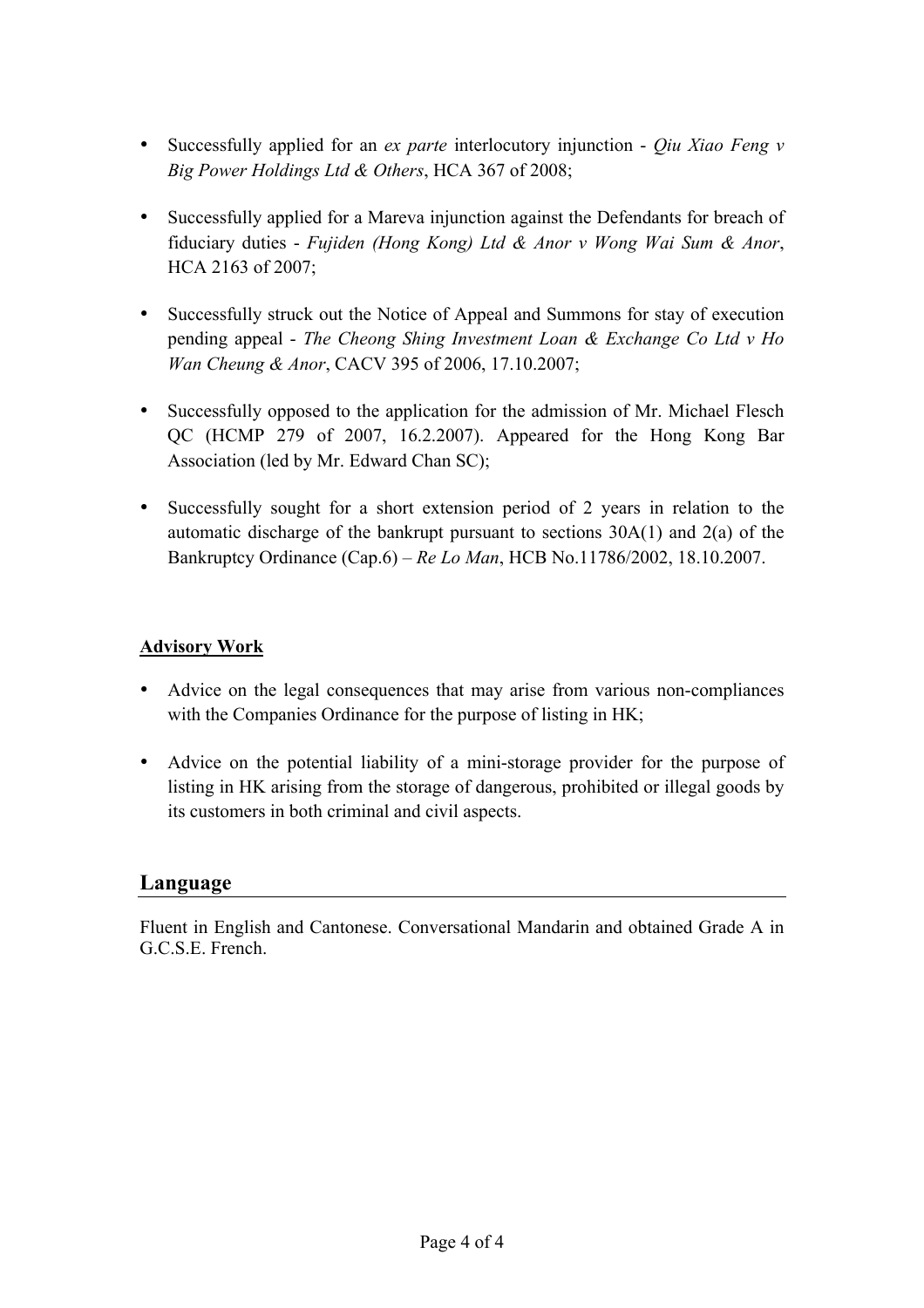- Successfully applied for an *ex parte* interlocutory injunction - *Qiu Xiao Feng v Big Power Holdings Ltd & Others*, HCA 367 of 2008;

- Successfully applied for a Mareva injunction against the Defendants for breach of fiduciary duties - *Fujiden (Hong Kong) Ltd & Anor v Wong Wai Sum & Anor*, HCA 2163 of 2007;

- Successfully struck out the Notice of Appeal and Summons for stay of execution pending appeal - *The Cheong Shing Investment Loan & Exchange Co Ltd v Ho Wan Cheung & Anor*, CACV 395 of 2006, 17.10.2007;

- Successfully opposed to the application for the admission of Mr. Michael Flesch QC (HCMP 279 of 2007, 16.2.2007). Appeared for the Hong Kong Bar Association (led by Mr. Edward Chan SC);

- Successfully sought for a short extension period of 2 years in relation to the automatic discharge of the bankrupt pursuant to sections 30A(1) and 2(a) of the Bankruptcy Ordinance (Cap.6) – *Re Lo Man*, HCB No.11786/2002, 18.10.2007.

**<u>Advisory Work</u>**

- Advice on the legal consequences that may arise from various non-compliances with the Companies Ordinance for the purpose of listing in HK;

- Advice on the potential liability of a mini-storage provider for the purpose of listing in HK arising from the storage of dangerous, prohibited or illegal goods by its customers in both criminal and civil aspects.

## Language

Fluent in English and Cantonese. Conversational Mandarin and obtained Grade A in G.C.S.E. French.